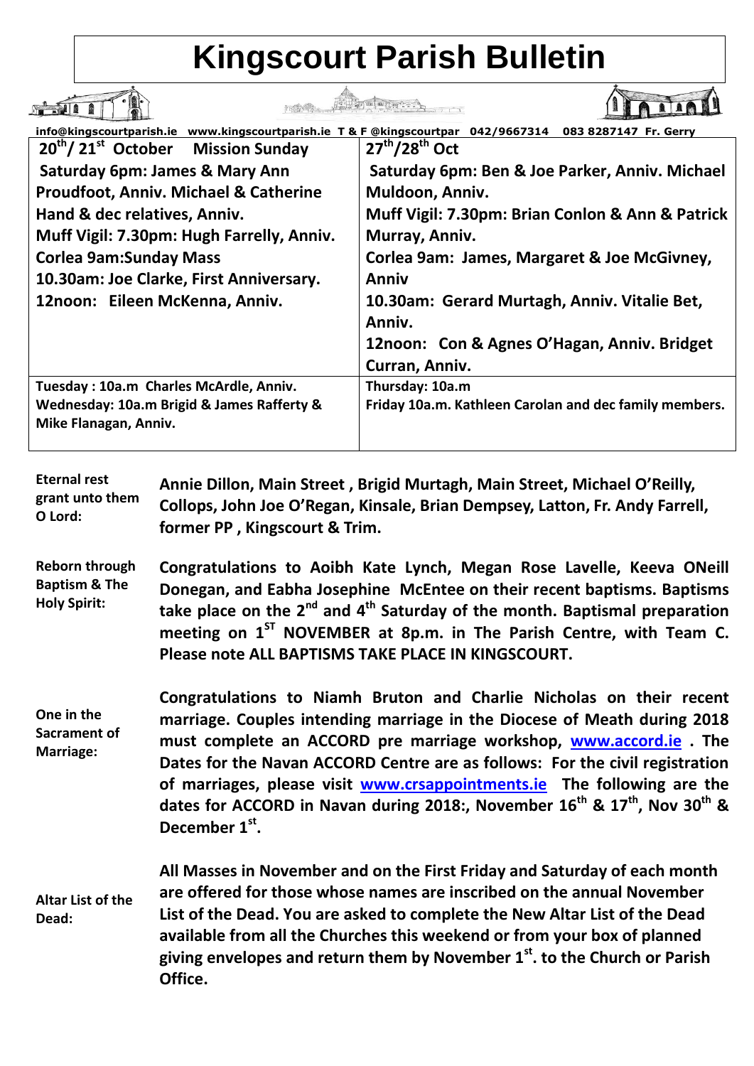# Kingscourt Parish Bulletin

info@kingscourtparish.ie www.kingscourtparish.ie T & F @kingscourtpar 042/9667314 083 8287147 Fr. Gerry

| 20th/ 21st October Mission Sunday | 27th/28th Oct |
|---|---|
| Saturday 6pm: James & Mary Ann Proudfoot, Anniv. Michael & Catherine Hand & dec relatives, Anniv.<br>Muff Vigil: 7.30pm: Hugh Farrelly, Anniv.<br>Corlea 9am:Sunday Mass<br>10.30am: Joe Clarke, First Anniversary.<br>12noon: Eileen McKenna, Anniv. | Saturday 6pm: Ben & Joe Parker, Anniv. Michael Muldoon, Anniv.<br>Muff Vigil: 7.30pm: Brian Conlon & Ann & Patrick Murray, Anniv.<br>Corlea 9am: James, Margaret & Joe McGivney, Anniv<br>10.30am: Gerard Murtagh, Anniv. Vitalie Bet, Anniv.<br>12noon: Con & Agnes O'Hagan, Anniv. Bridget Curran, Anniv. |
| Tuesday : 10a.m Charles McArdle, Anniv.<br>Wednesday: 10a.m Brigid & James Rafferty & Mike Flanagan, Anniv. | Thursday: 10a.m<br>Friday 10a.m. Kathleen Carolan and dec family members. |

**Eternal rest grant unto them O Lord:**

**Annie Dillon, Main Street , Brigid Murtagh, Main Street, Michael O'Reilly, Collops, John Joe O'Regan, Kinsale, Brian Dempsey, Latton, Fr. Andy Farrell, former PP , Kingscourt & Trim.**

**Reborn through Baptism & The Holy Spirit:**

**Congratulations to Aoibh Kate Lynch, Megan Rose Lavelle, Keeva ONeill Donegan, and Eabha Josephine McEntee on their recent baptisms. Baptisms take place on the 2nd and 4th Saturday of the month. Baptismal preparation meeting on 1ST NOVEMBER at 8p.m. in The Parish Centre, with Team C. Please note ALL BAPTISMS TAKE PLACE IN KINGSCOURT.**

**One in the Sacrament of Marriage:**

**Congratulations to Niamh Bruton and Charlie Nicholas on their recent marriage. Couples intending marriage in the Diocese of Meath during 2018 must complete an ACCORD pre marriage workshop, www.accord.ie . The Dates for the Navan ACCORD Centre are as follows: For the civil registration of marriages, please visit www.crsappointments.ie The following are the dates for ACCORD in Navan during 2018:, November 16th & 17th, Nov 30th & December 1st.**

**Altar List of the Dead:**

**All Masses in November and on the First Friday and Saturday of each month are offered for those whose names are inscribed on the annual November List of the Dead. You are asked to complete the New Altar List of the Dead available from all the Churches this weekend or from your box of planned giving envelopes and return them by November 1st. to the Church or Parish Office.**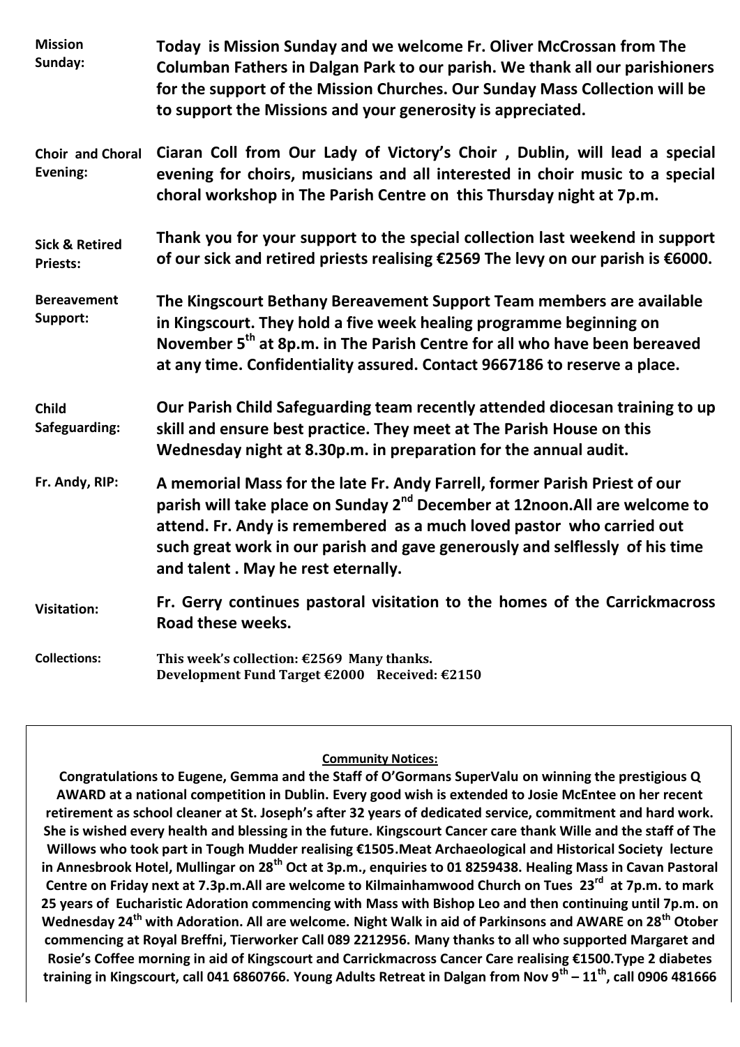**Mission Sunday:** **Today is Mission Sunday and we welcome Fr. Oliver McCrossan from The Columban Fathers in Dalgan Park to our parish. We thank all our parishioners for the support of the Mission Churches. Our Sunday Mass Collection will be to support the Missions and your generosity is appreciated.**

**Choir and Choral Evening:** **Ciaran Coll from Our Lady of Victory's Choir , Dublin, will lead a special evening for choirs, musicians and all interested in choir music to a special choral workshop in The Parish Centre on this Thursday night at 7p.m.**

**Sick & Retired Priests:** **Thank you for your support to the special collection last weekend in support of our sick and retired priests realising €2569 The levy on our parish is €6000.**

**Bereavement Support:** **The Kingscourt Bethany Bereavement Support Team members are available in Kingscourt. They hold a five week healing programme beginning on November 5th at 8p.m. in The Parish Centre for all who have been bereaved at any time. Confidentiality assured. Contact 9667186 to reserve a place.**

**Child Safeguarding:** **Our Parish Child Safeguarding team recently attended diocesan training to up skill and ensure best practice. They meet at The Parish House on this Wednesday night at 8.30p.m. in preparation for the annual audit.**

**Fr. Andy, RIP:** **A memorial Mass for the late Fr. Andy Farrell, former Parish Priest of our parish will take place on Sunday 2nd December at 12noon.All are welcome to attend. Fr. Andy is remembered as a much loved pastor who carried out such great work in our parish and gave generously and selflessly of his time and talent . May he rest eternally.**

**Visitation:** **Fr. Gerry continues pastoral visitation to the homes of the Carrickmacross Road these weeks.**

**Collections:** **This week's collection: €2569 Many thanks.**
**Development Fund Target €2000 Received: €2150**

**Community Notices:**

**Congratulations to Eugene, Gemma and the Staff of O'Gormans SuperValu on winning the prestigious Q AWARD at a national competition in Dublin. Every good wish is extended to Josie McEntee on her recent retirement as school cleaner at St. Joseph's after 32 years of dedicated service, commitment and hard work. She is wished every health and blessing in the future. Kingscourt Cancer care thank Wille and the staff of The Willows who took part in Tough Mudder realising €1505.Meat Archaeological and Historical Society lecture in Annesbrook Hotel, Mullingar on 28th Oct at 3p.m., enquiries to 01 8259438. Healing Mass in Cavan Pastoral Centre on Friday next at 7.3p.m.All are welcome to Kilmainhamwood Church on Tues 23rd at 7p.m. to mark 25 years of Eucharistic Adoration commencing with Mass with Bishop Leo and then continuing until 7p.m. on Wednesday 24th with Adoration. All are welcome. Night Walk in aid of Parkinsons and AWARE on 28th Otober commencing at Royal Breffni, Tierworker Call 089 2212956. Many thanks to all who supported Margaret and Rosie's Coffee morning in aid of Kingscourt and Carrickmacross Cancer Care realising €1500.Type 2 diabetes training in Kingscourt, call 041 6860766. Young Adults Retreat in Dalgan from Nov 9th – 11th, call 0906 481666**